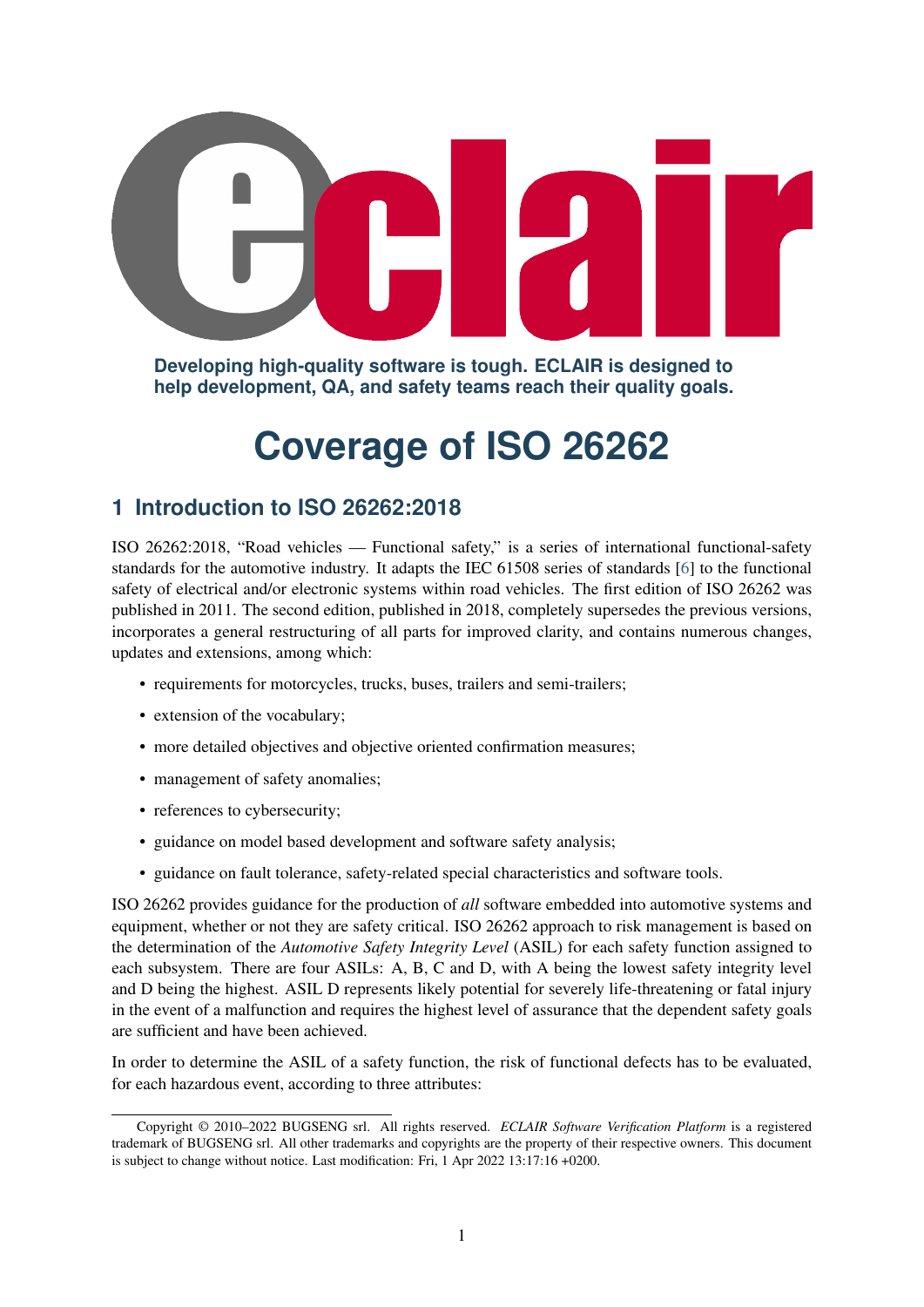Developing high-quality software is tough. ECLAIR is designed to help development, QA, and safety teams reach their quality goals.

# Coverage of ISO 26262

## 1 Introduction to ISO 26262:2018

ISO 26262:2018, "Road vehicles — Functional safety," is a series of international functional-safety standards for the automotive industry. It adapts the IEC 61508 series of standards [6] to the functional safety of electrical and/or electronic systems within road vehicles. The first edition of ISO 26262 was published in 2011. The second edition, published in 2018, completely supersedes the previous versions, incorporates a general restructuring of all parts for improved clarity, and contains numerous changes, updates and extensions, among which:

- requirements for motorcycles, trucks, buses, trailers and semi-trailers;
- extension of the vocabulary;
- more detailed objectives and objective oriented confirmation measures;
- management of safety anomalies;
- references to cybersecurity;
- guidance on model based development and software safety analysis;
- guidance on fault tolerance, safety-related special characteristics and software tools.

ISO 26262 provides guidance for the production of *all* software embedded into automotive systems and equipment, whether or not they are safety critical. ISO 26262 approach to risk management is based on the determination of the *Automotive Safety Integrity Level* (ASIL) for each safety function assigned to each subsystem. There are four ASILs: A, B, C and D, with A being the lowest safety integrity level and D being the highest. ASIL D represents likely potential for severely life-threatening or fatal injury in the event of a malfunction and requires the highest level of assurance that the dependent safety goals are sufficient and have been achieved.

In order to determine the ASIL of a safety function, the risk of functional defects has to be evaluated, for each hazardous event, according to three attributes:

Copyright © 2010–2022 BUGSENG srl. All rights reserved. *ECLAIR Software Verification Platform* is a registered trademark of BUGSENG srl. All other trademarks and copyrights are the property of their respective owners. This document is subject to change without notice. Last modification: Fri, 1 Apr 2022 13:17:16 +0200.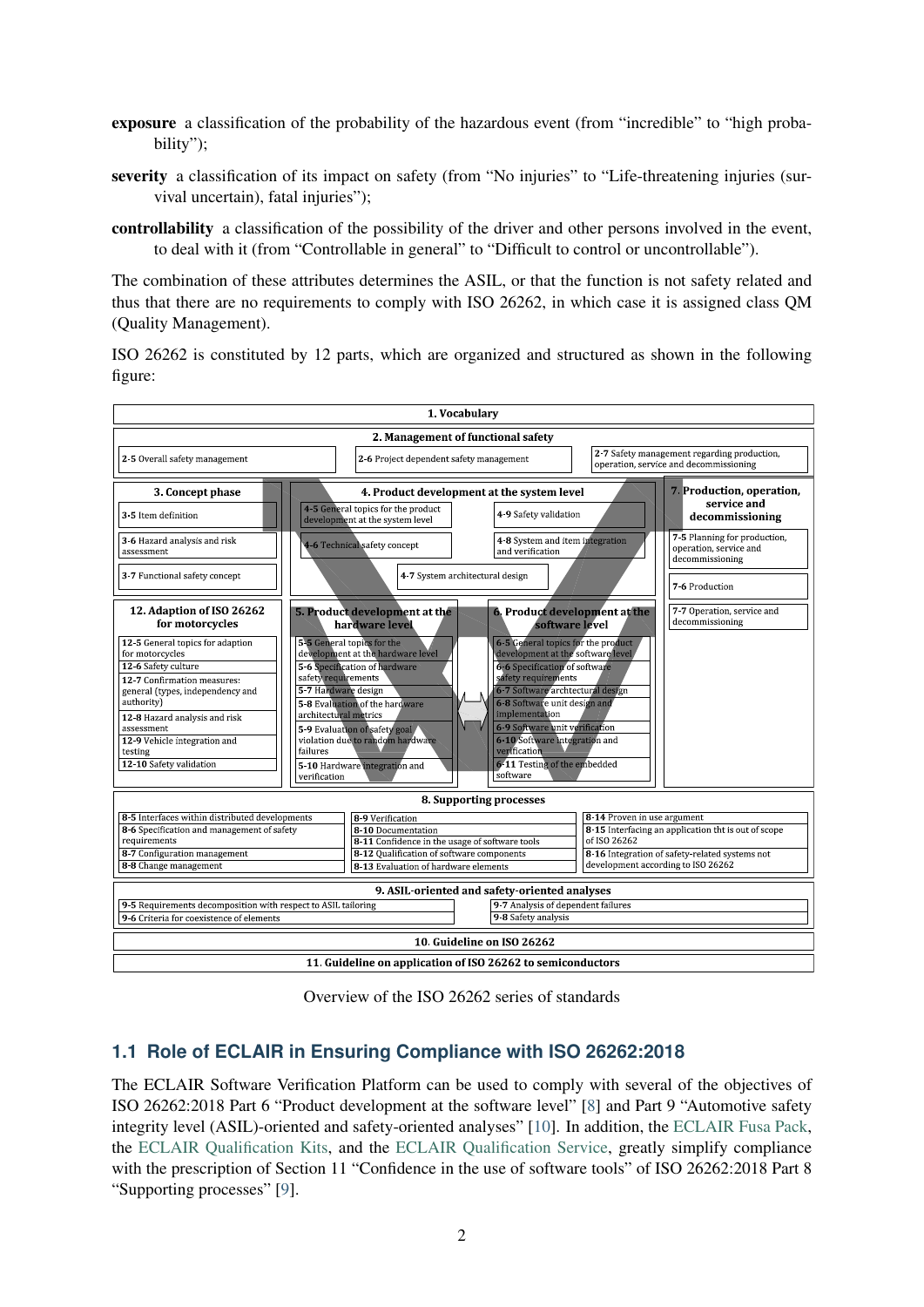**exposure** a classification of the probability of the hazardous event (from "incredible" to "high probability");

**severity** a classification of its impact on safety (from "No injuries" to "Life-threatening injuries (survival uncertain), fatal injuries");

**controllability** a classification of the possibility of the driver and other persons involved in the event, to deal with it (from "Controllable in general" to "Difficult to control or uncontrollable").

The combination of these attributes determines the ASIL, or that the function is not safety related and thus that there are no requirements to comply with ISO 26262, in which case it is assigned class QM (Quality Management).

ISO 26262 is constituted by 12 parts, which are organized and structured as shown in the following figure:

**1. Vocabulary**

**2. Management of functional safety**
- 2-5 Overall safety management
- 2-6 Project dependent safety management
- 2-7 Safety management regarding production, operation, service and decommissioning

**3. Concept phase**
- 3-5 Item definition
- 3-6 Hazard analysis and risk assessment
- 3-7 Functional safety concept

**4. Product development at the system level**
- 4-5 General topics for the product development at the system level
- 4-6 Technical safety concept
- 4-7 System architectural design
- 4-8 System and item integration and verification
- 4-9 Safety validation

**7. Production, operation, service and decommissioning**
- 7-5 Planning for production, operation, service and decommissioning
- 7-6 Production
- 7-7 Operation, service and decommissioning

**12. Adaption of ISO 26262 for motorcycles**
- 12-5 General topics for adaption for motorcycles
- 12-6 Safety culture
- 12-7 Confirmation measures: general (types, independency and authority)
- 12-8 Hazard analysis and risk assessment
- 12-9 Vehicle integration and testing
- 12-10 Safety validation

**5. Product development at the hardware level**
- 5-5 General topics for the development at the hardware level
- 5-6 Specification of hardware safety requirements
- 5-7 Hardware design
- 5-8 Evaluation of the hardware architectural metrics
- 5-9 Evaluation of safety goal violation due to random hardware failures
- 5-10 Hardware integration and verification

**6. Product development at the software level**
- 6-5 General topics for the product development at the software level
- 6-6 Specification of software safety requirements
- 6-7 Software archtectural design
- 6-8 Software unit design and implementation
- 6-9 Software unit verification
- 6-10 Software integration and verification
- 6-11 Testing of the embedded software

**8. Supporting processes**
- 8-5 Interfaces within distributed developments
- 8-6 Specification and management of safety requirements
- 8-7 Configuration management
- 8-8 Change management
- 8-9 Verification
- 8-10 Documentation
- 8-11 Confidence in the usage of software tools
- 8-12 Qualification of software components
- 8-13 Evaluation of hardware elements
- 8-14 Proven in use argument
- 8-15 Interfacing an application tht is out of scope of ISO 26262
- 8-16 Integration of safety-related systems not development according to ISO 26262

**9. ASIL-oriented and safety-oriented analyses**
- 9-5 Requirements decomposition with respect to ASIL tailoring
- 9-6 Criteria for coexistence of elements
- 9-7 Analysis of dependent failures
- 9-8 Safety analysis

**10. Guideline on ISO 26262**

**11. Guideline on application of ISO 26262 to semiconductors**

Overview of the ISO 26262 series of standards

## 1.1 Role of ECLAIR in Ensuring Compliance with ISO 26262:2018

The ECLAIR Software Verification Platform can be used to comply with several of the objectives of ISO 26262:2018 Part 6 "Product development at the software level" [8] and Part 9 "Automotive safety integrity level (ASIL)-oriented and safety-oriented analyses" [10]. In addition, the ECLAIR Fusa Pack, the ECLAIR Qualification Kits, and the ECLAIR Qualification Service, greatly simplify compliance with the prescription of Section 11 "Confidence in the use of software tools" of ISO 26262:2018 Part 8 "Supporting processes" [9].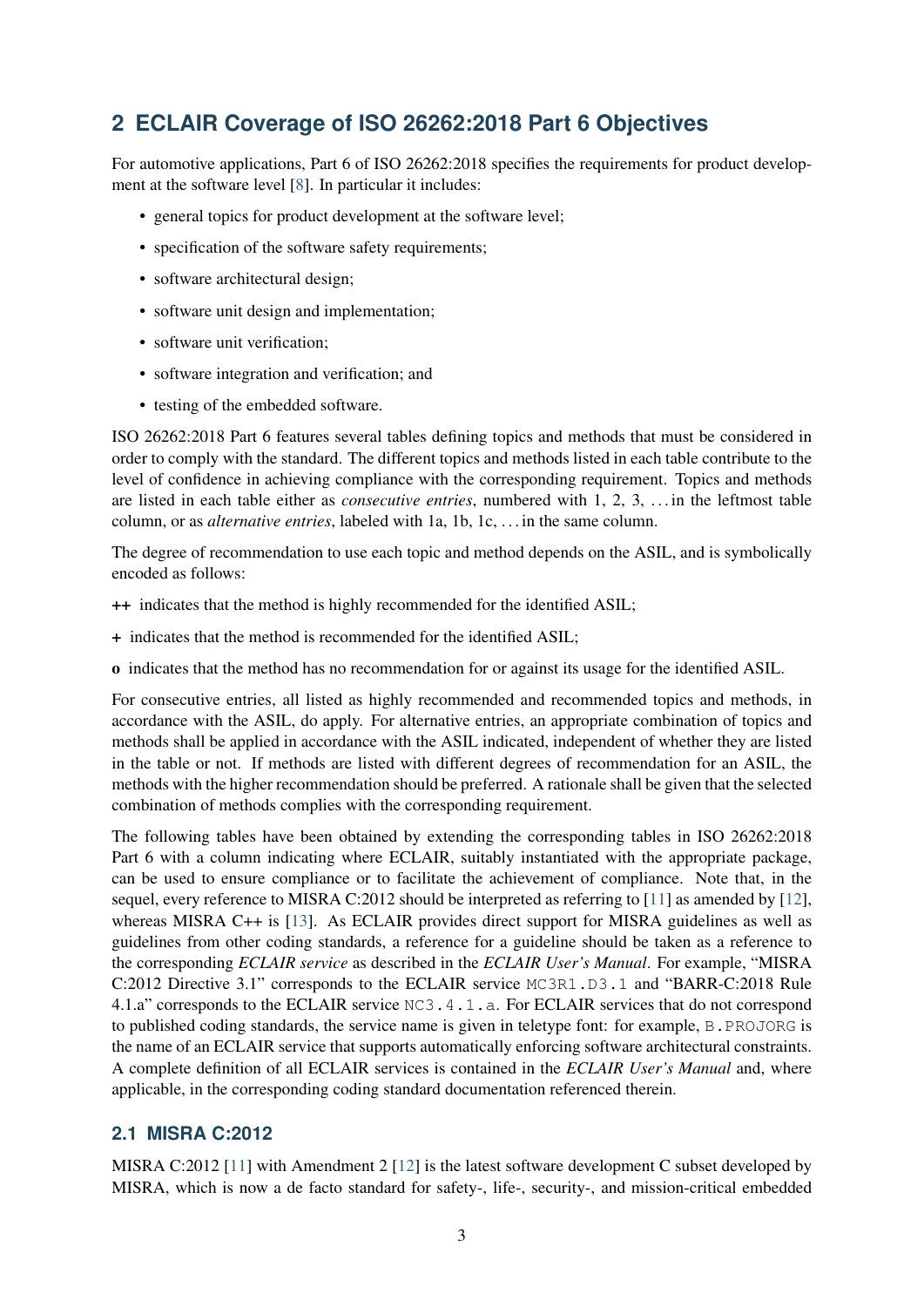## 2 ECLAIR Coverage of ISO 26262:2018 Part 6 Objectives

For automotive applications, Part 6 of ISO 26262:2018 specifies the requirements for product development at the software level [8]. In particular it includes:

- general topics for product development at the software level;
- specification of the software safety requirements;
- software architectural design;
- software unit design and implementation;
- software unit verification;
- software integration and verification; and
- testing of the embedded software.

ISO 26262:2018 Part 6 features several tables defining topics and methods that must be considered in order to comply with the standard. The different topics and methods listed in each table contribute to the level of confidence in achieving compliance with the corresponding requirement. Topics and methods are listed in each table either as *consecutive entries*, numbered with 1, 2, 3, . . . in the leftmost table column, or as *alternative entries*, labeled with 1a, 1b, 1c, . . . in the same column.

The degree of recommendation to use each topic and method depends on the ASIL, and is symbolically encoded as follows:

**++** indicates that the method is highly recommended for the identified ASIL;

**+** indicates that the method is recommended for the identified ASIL;

**o** indicates that the method has no recommendation for or against its usage for the identified ASIL.

For consecutive entries, all listed as highly recommended and recommended topics and methods, in accordance with the ASIL, do apply. For alternative entries, an appropriate combination of topics and methods shall be applied in accordance with the ASIL indicated, independent of whether they are listed in the table or not. If methods are listed with different degrees of recommendation for an ASIL, the methods with the higher recommendation should be preferred. A rationale shall be given that the selected combination of methods complies with the corresponding requirement.

The following tables have been obtained by extending the corresponding tables in ISO 26262:2018 Part 6 with a column indicating where ECLAIR, suitably instantiated with the appropriate package, can be used to ensure compliance or to facilitate the achievement of compliance. Note that, in the sequel, every reference to MISRA C:2012 should be interpreted as referring to [11] as amended by [12], whereas MISRA C++ is [13]. As ECLAIR provides direct support for MISRA guidelines as well as guidelines from other coding standards, a reference for a guideline should be taken as a reference to the corresponding *ECLAIR service* as described in the *ECLAIR User's Manual*. For example, "MISRA C:2012 Directive 3.1" corresponds to the ECLAIR service `MC3R1.D3.1` and "BARR-C:2018 Rule 4.1.a" corresponds to the ECLAIR service `NC3.4.1.a`. For ECLAIR services that do not correspond to published coding standards, the service name is given in teletype font: for example, `B.PROJORG` is the name of an ECLAIR service that supports automatically enforcing software architectural constraints. A complete definition of all ECLAIR services is contained in the *ECLAIR User's Manual* and, where applicable, in the corresponding coding standard documentation referenced therein.

### 2.1 MISRA C:2012

MISRA C:2012 [11] with Amendment 2 [12] is the latest software development C subset developed by MISRA, which is now a de facto standard for safety-, life-, security-, and mission-critical embedded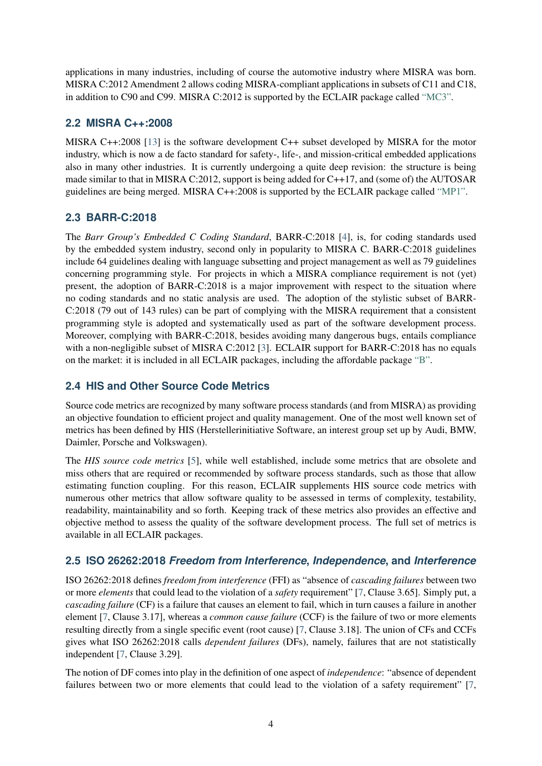applications in many industries, including of course the automotive industry where MISRA was born. MISRA C:2012 Amendment 2 allows coding MISRA-compliant applications in subsets of C11 and C18, in addition to C90 and C99. MISRA C:2012 is supported by the ECLAIR package called "MC3".

## 2.2 MISRA C++:2008

MISRA C++:2008 [13] is the software development C++ subset developed by MISRA for the motor industry, which is now a de facto standard for safety-, life-, and mission-critical embedded applications also in many other industries. It is currently undergoing a quite deep revision: the structure is being made similar to that in MISRA C:2012, support is being added for C++17, and (some of) the AUTOSAR guidelines are being merged. MISRA C++:2008 is supported by the ECLAIR package called "MP1".

## 2.3 BARR-C:2018

The *Barr Group's Embedded C Coding Standard*, BARR-C:2018 [4], is, for coding standards used by the embedded system industry, second only in popularity to MISRA C. BARR-C:2018 guidelines include 64 guidelines dealing with language subsetting and project management as well as 79 guidelines concerning programming style. For projects in which a MISRA compliance requirement is not (yet) present, the adoption of BARR-C:2018 is a major improvement with respect to the situation where no coding standards and no static analysis are used. The adoption of the stylistic subset of BARR-C:2018 (79 out of 143 rules) can be part of complying with the MISRA requirement that a consistent programming style is adopted and systematically used as part of the software development process. Moreover, complying with BARR-C:2018, besides avoiding many dangerous bugs, entails compliance with a non-negligible subset of MISRA C:2012 [3]. ECLAIR support for BARR-C:2018 has no equals on the market: it is included in all ECLAIR packages, including the affordable package "B".

## 2.4 HIS and Other Source Code Metrics

Source code metrics are recognized by many software process standards (and from MISRA) as providing an objective foundation to efficient project and quality management. One of the most well known set of metrics has been defined by HIS (Herstellerinitiative Software, an interest group set up by Audi, BMW, Daimler, Porsche and Volkswagen).

The *HIS source code metrics* [5], while well established, include some metrics that are obsolete and miss others that are required or recommended by software process standards, such as those that allow estimating function coupling. For this reason, ECLAIR supplements HIS source code metrics with numerous other metrics that allow software quality to be assessed in terms of complexity, testability, readability, maintainability and so forth. Keeping track of these metrics also provides an effective and objective method to assess the quality of the software development process. The full set of metrics is available in all ECLAIR packages.

## 2.5 ISO 26262:2018 *Freedom from Interference*, *Independence*, and *Interference*

ISO 26262:2018 defines *freedom from interference* (FFI) as "absence of *cascading failures* between two or more *elements* that could lead to the violation of a *safety* requirement" [7, Clause 3.65]. Simply put, a *cascading failure* (CF) is a failure that causes an element to fail, which in turn causes a failure in another element [7, Clause 3.17], whereas a *common cause failure* (CCF) is the failure of two or more elements resulting directly from a single specific event (root cause) [7, Clause 3.18]. The union of CFs and CCFs gives what ISO 26262:2018 calls *dependent failures* (DFs), namely, failures that are not statistically independent [7, Clause 3.29].

The notion of DF comes into play in the definition of one aspect of *independence*: "absence of dependent failures between two or more elements that could lead to the violation of a safety requirement" [7,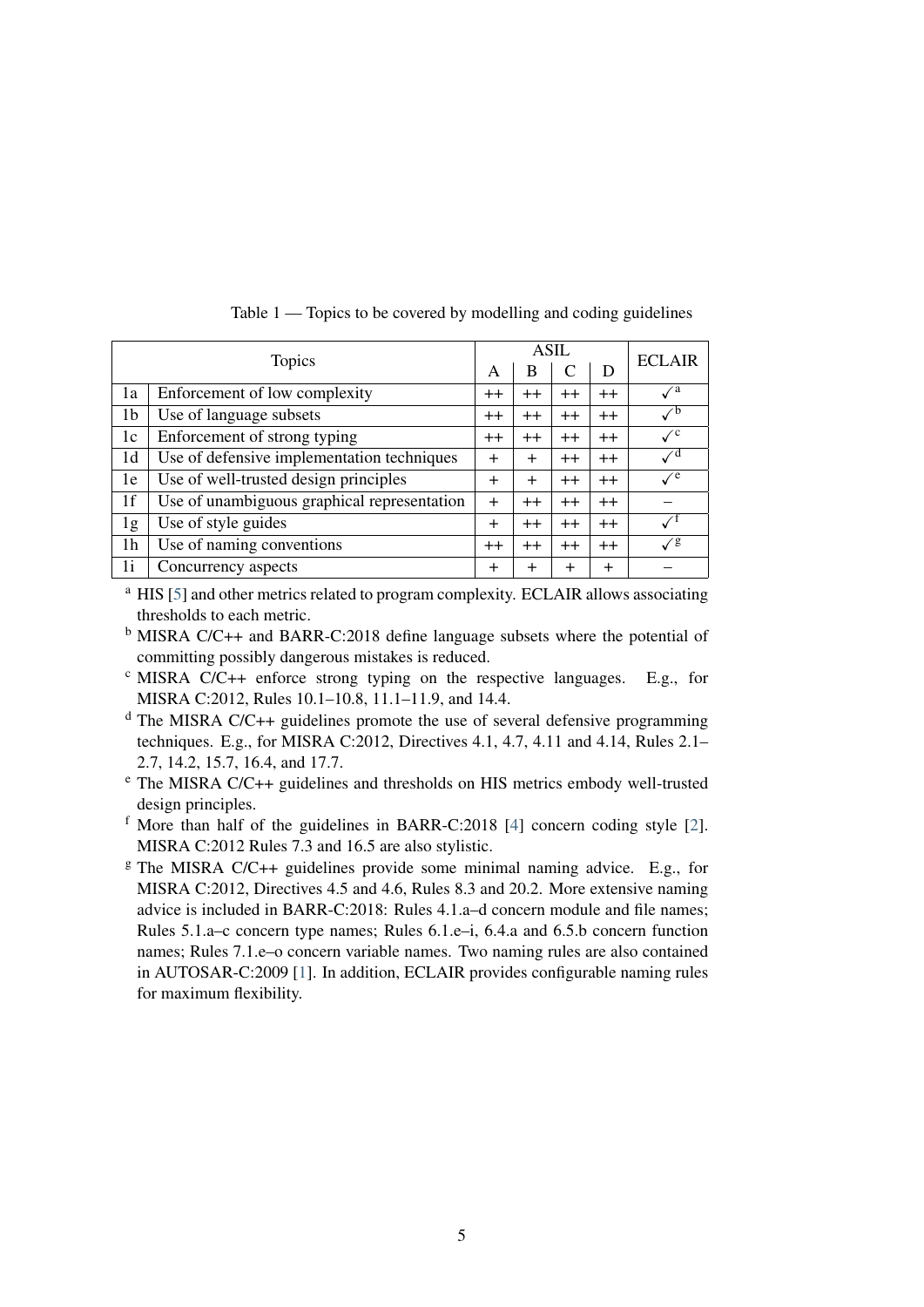Table 1 — Topics to be covered by modelling and coding guidelines

| Topics | | ASIL | | | | ECLAIR |
|---|---|---|---|---|---|---|
| | | A | B | C | D | |
| 1a | Enforcement of low complexity | ++ | ++ | ++ | ++ | ✓[a] |
| 1b | Use of language subsets | ++ | ++ | ++ | ++ | ✓[b] |
| 1c | Enforcement of strong typing | ++ | ++ | ++ | ++ | ✓[c] |
| 1d | Use of defensive implementation techniques | + | + | ++ | ++ | ✓[d] |
| 1e | Use of well-trusted design principles | + | + | ++ | ++ | ✓[e] |
| 1f | Use of unambiguous graphical representation | + | ++ | ++ | ++ | – |
| 1g | Use of style guides | + | ++ | ++ | ++ | ✓[f] |
| 1h | Use of naming conventions | ++ | ++ | ++ | ++ | ✓[g] |
| 1i | Concurrency aspects | + | + | + | + | – |

[a] HIS [5] and other metrics related to program complexity. ECLAIR allows associating thresholds to each metric.

[b] MISRA C/C++ and BARR-C:2018 define language subsets where the potential of committing possibly dangerous mistakes is reduced.

[c] MISRA C/C++ enforce strong typing on the respective languages. E.g., for MISRA C:2012, Rules 10.1–10.8, 11.1–11.9, and 14.4.

[d] The MISRA C/C++ guidelines promote the use of several defensive programming techniques. E.g., for MISRA C:2012, Directives 4.1, 4.7, 4.11 and 4.14, Rules 2.1–2.7, 14.2, 15.7, 16.4, and 17.7.

[e] The MISRA C/C++ guidelines and thresholds on HIS metrics embody well-trusted design principles.

[f] More than half of the guidelines in BARR-C:2018 [4] concern coding style [2]. MISRA C:2012 Rules 7.3 and 16.5 are also stylistic.

[g] The MISRA C/C++ guidelines provide some minimal naming advice. E.g., for MISRA C:2012, Directives 4.5 and 4.6, Rules 8.3 and 20.2. More extensive naming advice is included in BARR-C:2018: Rules 4.1.a–d concern module and file names; Rules 5.1.a–c concern type names; Rules 6.1.e–i, 6.4.a and 6.5.b concern function names; Rules 7.1.e–o concern variable names. Two naming rules are also contained in AUTOSAR-C:2009 [1]. In addition, ECLAIR provides configurable naming rules for maximum flexibility.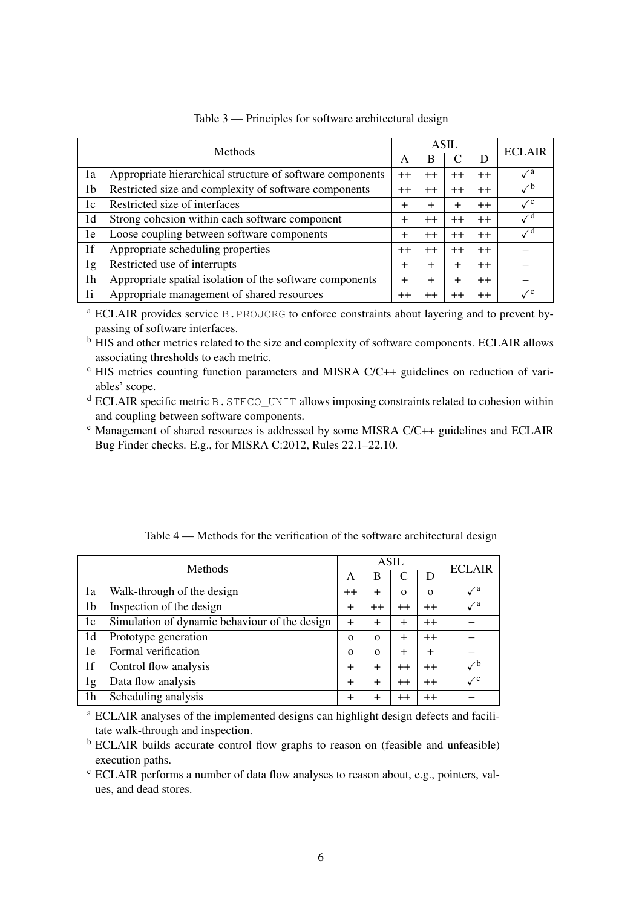Table 3 — Principles for software architectural design

| | Methods | ASIL | | | | ECLAIR |
|---|---|---|---|---|---|---|
| | | A | B | C | D | |
| 1a | Appropriate hierarchical structure of software components | ++ | ++ | ++ | ++ | ✓[a] |
| 1b | Restricted size and complexity of software components | ++ | ++ | ++ | ++ | ✓[b] |
| 1c | Restricted size of interfaces | + | + | + | ++ | ✓[c] |
| 1d | Strong cohesion within each software component | + | ++ | ++ | ++ | ✓[d] |
| 1e | Loose coupling between software components | + | ++ | ++ | ++ | ✓[d] |
| 1f | Appropriate scheduling properties | ++ | ++ | ++ | ++ | – |
| 1g | Restricted use of interrupts | + | + | + | ++ | – |
| 1h | Appropriate spatial isolation of the software components | + | + | + | ++ | – |
| 1i | Appropriate management of shared resources | ++ | ++ | ++ | ++ | ✓[e] |

[a] ECLAIR provides service `B.PROJORG` to enforce constraints about layering and to prevent bypassing of software interfaces.

[b] HIS and other metrics related to the size and complexity of software components. ECLAIR allows associating thresholds to each metric.

[c] HIS metrics counting function parameters and MISRA C/C++ guidelines on reduction of variables' scope.

[d] ECLAIR specific metric `B.STFCO_UNIT` allows imposing constraints related to cohesion within and coupling between software components.

[e] Management of shared resources is addressed by some MISRA C/C++ guidelines and ECLAIR Bug Finder checks. E.g., for MISRA C:2012, Rules 22.1–22.10.

Table 4 — Methods for the verification of the software architectural design

| | Methods | ASIL | | | | ECLAIR |
|---|---|---|---|---|---|---|
| | | A | B | C | D | |
| 1a | Walk-through of the design | ++ | + | o | o | ✓[a] |
| 1b | Inspection of the design | + | ++ | ++ | ++ | ✓[a] |
| 1c | Simulation of dynamic behaviour of the design | + | + | + | ++ | – |
| 1d | Prototype generation | o | o | + | ++ | – |
| 1e | Formal verification | o | o | + | + | – |
| 1f | Control flow analysis | + | + | ++ | ++ | ✓[b] |
| 1g | Data flow analysis | + | + | ++ | ++ | ✓[c] |
| 1h | Scheduling analysis | + | + | ++ | ++ | – |

[a] ECLAIR analyses of the implemented designs can highlight design defects and facilitate walk-through and inspection.

[b] ECLAIR builds accurate control flow graphs to reason on (feasible and unfeasible) execution paths.

[c] ECLAIR performs a number of data flow analyses to reason about, e.g., pointers, values, and dead stores.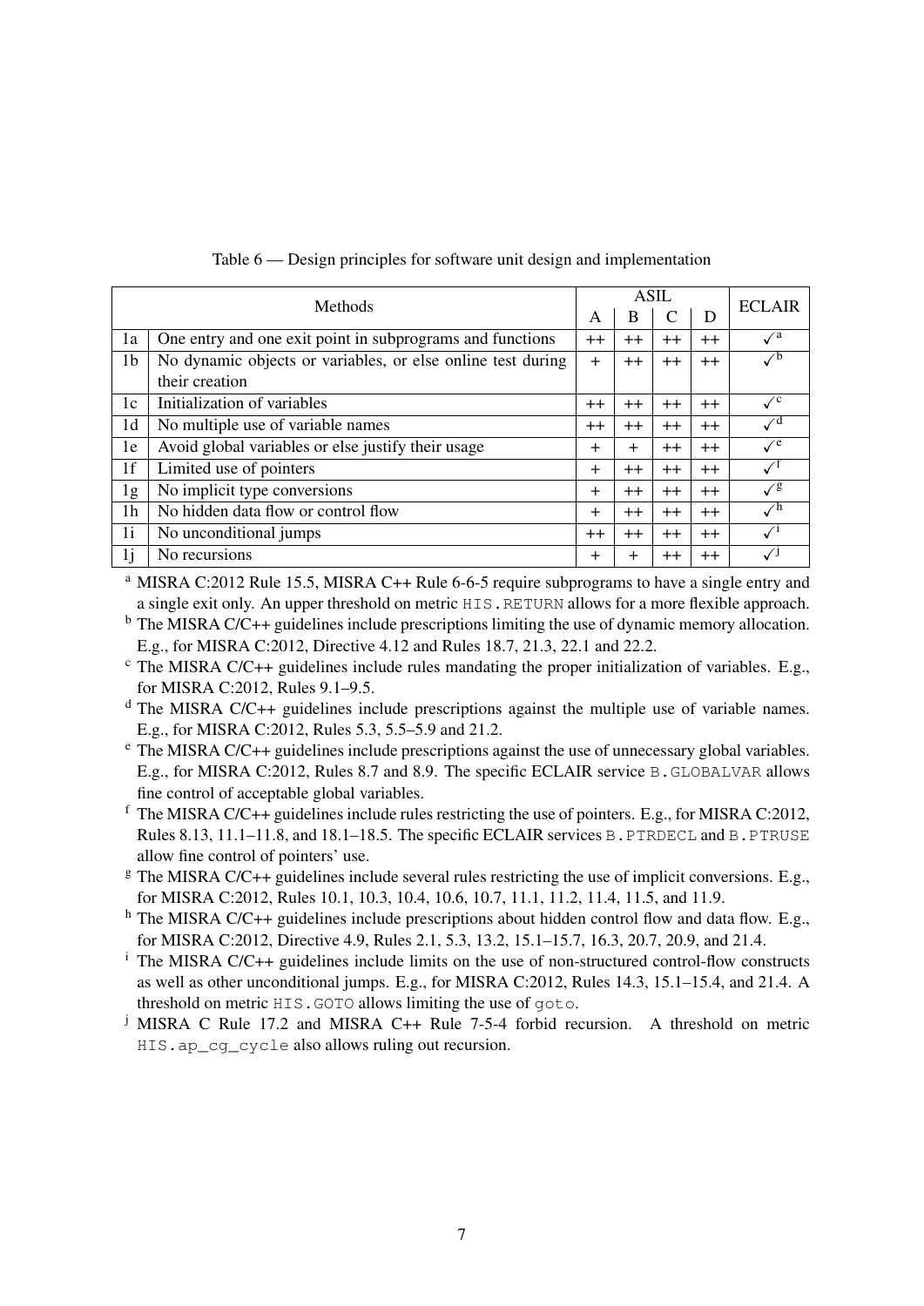Table 6 — Design principles for software unit design and implementation

| | Methods | ASIL | | | | ECLAIR |
|---|---|---|---|---|---|---|
| | | A | B | C | D | |
| 1a | One entry and one exit point in subprograms and functions | ++ | ++ | ++ | ++ | ✓[a] |
| 1b | No dynamic objects or variables, or else online test during their creation | + | ++ | ++ | ++ | ✓[b] |
| 1c | Initialization of variables | ++ | ++ | ++ | ++ | ✓[c] |
| 1d | No multiple use of variable names | ++ | ++ | ++ | ++ | ✓[d] |
| 1e | Avoid global variables or else justify their usage | + | + | ++ | ++ | ✓[e] |
| 1f | Limited use of pointers | + | ++ | ++ | ++ | ✓[f] |
| 1g | No implicit type conversions | + | ++ | ++ | ++ | ✓[g] |
| 1h | No hidden data flow or control flow | + | ++ | ++ | ++ | ✓[h] |
| 1i | No unconditional jumps | ++ | ++ | ++ | ++ | ✓[i] |
| 1j | No recursions | + | + | ++ | ++ | ✓[j] |

[a] MISRA C:2012 Rule 15.5, MISRA C++ Rule 6-6-5 require subprograms to have a single entry and a single exit only. An upper threshold on metric `HIS.RETURN` allows for a more flexible approach.

[b] The MISRA C/C++ guidelines include prescriptions limiting the use of dynamic memory allocation. E.g., for MISRA C:2012, Directive 4.12 and Rules 18.7, 21.3, 22.1 and 22.2.

[c] The MISRA C/C++ guidelines include rules mandating the proper initialization of variables. E.g., for MISRA C:2012, Rules 9.1–9.5.

[d] The MISRA C/C++ guidelines include prescriptions against the multiple use of variable names. E.g., for MISRA C:2012, Rules 5.3, 5.5–5.9 and 21.2.

[e] The MISRA C/C++ guidelines include prescriptions against the use of unnecessary global variables. E.g., for MISRA C:2012, Rules 8.7 and 8.9. The specific ECLAIR service `B.GLOBALVAR` allows fine control of acceptable global variables.

[f] The MISRA C/C++ guidelines include rules restricting the use of pointers. E.g., for MISRA C:2012, Rules 8.13, 11.1–11.8, and 18.1–18.5. The specific ECLAIR services `B.PTRDECL` and `B.PTRUSE` allow fine control of pointers' use.

[g] The MISRA C/C++ guidelines include several rules restricting the use of implicit conversions. E.g., for MISRA C:2012, Rules 10.1, 10.3, 10.4, 10.6, 10.7, 11.1, 11.2, 11.4, 11.5, and 11.9.

[h] The MISRA C/C++ guidelines include prescriptions about hidden control flow and data flow. E.g., for MISRA C:2012, Directive 4.9, Rules 2.1, 5.3, 13.2, 15.1–15.7, 16.3, 20.7, 20.9, and 21.4.

[i] The MISRA C/C++ guidelines include limits on the use of non-structured control-flow constructs as well as other unconditional jumps. E.g., for MISRA C:2012, Rules 14.3, 15.1–15.4, and 21.4. A threshold on metric `HIS.GOTO` allows limiting the use of `goto`.

[j] MISRA C Rule 17.2 and MISRA C++ Rule 7-5-4 forbid recursion. A threshold on metric `HIS.ap_cg_cycle` also allows ruling out recursion.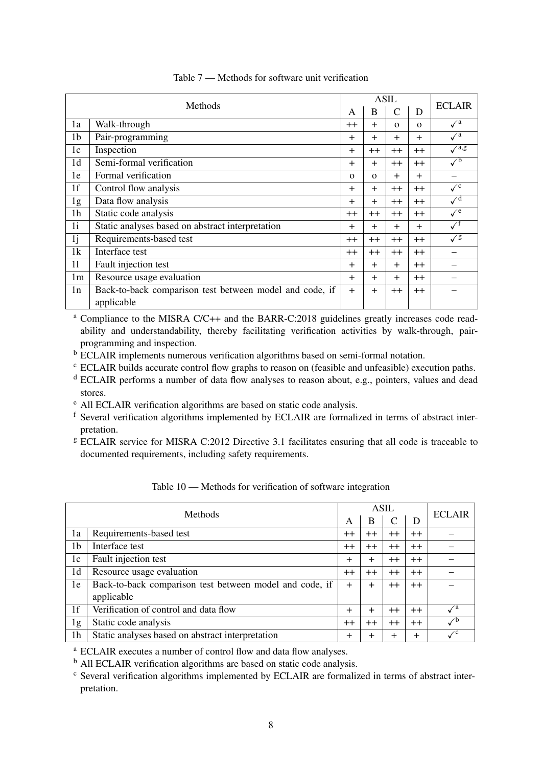Table 7 — Methods for software unit verification

| | Methods | ASIL | | | | ECLAIR |
|---|---|---|---|---|---|---|
| | | A | B | C | D | |
| 1a | Walk-through | ++ | + | o | o | ✓[a] |
| 1b | Pair-programming | + | + | + | + | ✓[a] |
| 1c | Inspection | + | ++ | ++ | ++ | ✓[a,g] |
| 1d | Semi-formal verification | + | + | ++ | ++ | ✓[b] |
| 1e | Formal verification | o | o | + | + | – |
| 1f | Control flow analysis | + | + | ++ | ++ | ✓[c] |
| 1g | Data flow analysis | + | + | ++ | ++ | ✓[d] |
| 1h | Static code analysis | ++ | ++ | ++ | ++ | ✓[e] |
| 1i | Static analyses based on abstract interpretation | + | + | + | + | ✓[f] |
| 1j | Requirements-based test | ++ | ++ | ++ | ++ | ✓[g] |
| 1k | Interface test | ++ | ++ | ++ | ++ | – |
| 1l | Fault injection test | + | + | + | ++ | – |
| 1m | Resource usage evaluation | + | + | + | ++ | – |
| 1n | Back-to-back comparison test between model and code, if applicable | + | + | ++ | ++ | – |

[a] Compliance to the MISRA C/C++ and the BARR-C:2018 guidelines greatly increases code readability and understandability, thereby facilitating verification activities by walk-through, pair-programming and inspection.

[b] ECLAIR implements numerous verification algorithms based on semi-formal notation.

[c] ECLAIR builds accurate control flow graphs to reason on (feasible and unfeasible) execution paths.

[d] ECLAIR performs a number of data flow analyses to reason about, e.g., pointers, values and dead stores.

[e] All ECLAIR verification algorithms are based on static code analysis.

[f] Several verification algorithms implemented by ECLAIR are formalized in terms of abstract interpretation.

[g] ECLAIR service for MISRA C:2012 Directive 3.1 facilitates ensuring that all code is traceable to documented requirements, including safety requirements.

Table 10 — Methods for verification of software integration

| | Methods | ASIL | | | | ECLAIR |
|---|---|---|---|---|---|---|
| | | A | B | C | D | |
| 1a | Requirements-based test | ++ | ++ | ++ | ++ | – |
| 1b | Interface test | ++ | ++ | ++ | ++ | – |
| 1c | Fault injection test | + | + | ++ | ++ | – |
| 1d | Resource usage evaluation | ++ | ++ | ++ | ++ | – |
| 1e | Back-to-back comparison test between model and code, if applicable | + | + | ++ | ++ | – |
| 1f | Verification of control and data flow | + | + | ++ | ++ | ✓[a] |
| 1g | Static code analysis | ++ | ++ | ++ | ++ | ✓[b] |
| 1h | Static analyses based on abstract interpretation | + | + | + | + | ✓[c] |

[a] ECLAIR executes a number of control flow and data flow analyses.

[b] All ECLAIR verification algorithms are based on static code analysis.

[c] Several verification algorithms implemented by ECLAIR are formalized in terms of abstract interpretation.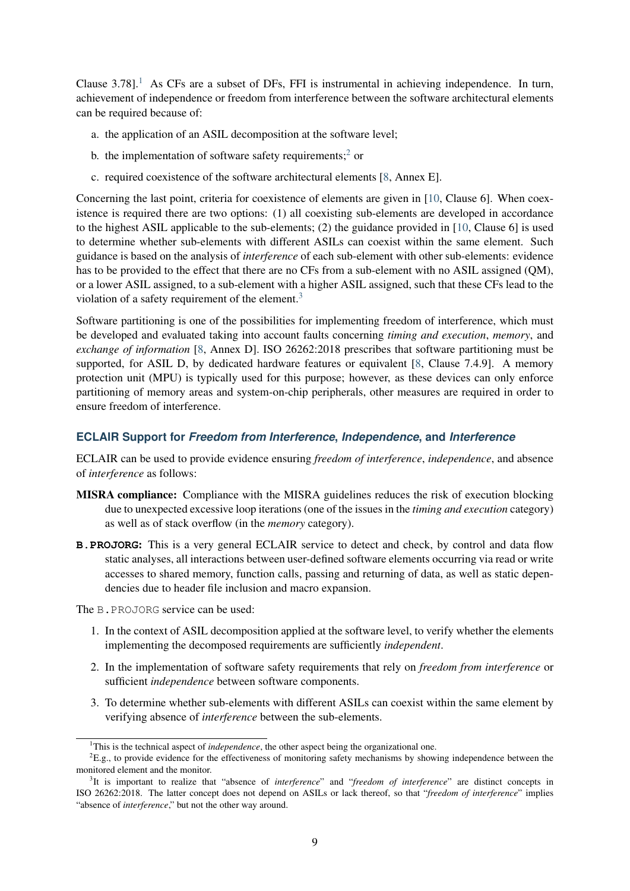Clause 3.78].[1] As CFs are a subset of DFs, FFI is instrumental in achieving independence. In turn, achievement of independence or freedom from interference between the software architectural elements can be required because of:

a. the application of an ASIL decomposition at the software level;

b. the implementation of software safety requirements;[2] or

c. required coexistence of the software architectural elements [8, Annex E].

Concerning the last point, criteria for coexistence of elements are given in [10, Clause 6]. When coexistence is required there are two options: (1) all coexisting sub-elements are developed in accordance to the highest ASIL applicable to the sub-elements; (2) the guidance provided in [10, Clause 6] is used to determine whether sub-elements with different ASILs can coexist within the same element. Such guidance is based on the analysis of *interference* of each sub-element with other sub-elements: evidence has to be provided to the effect that there are no CFs from a sub-element with no ASIL assigned (QM), or a lower ASIL assigned, to a sub-element with a higher ASIL assigned, such that these CFs lead to the violation of a safety requirement of the element.[3]

Software partitioning is one of the possibilities for implementing freedom of interference, which must be developed and evaluated taking into account faults concerning *timing and execution*, *memory*, and *exchange of information* [8, Annex D]. ISO 26262:2018 prescribes that software partitioning must be supported, for ASIL D, by dedicated hardware features or equivalent [8, Clause 7.4.9]. A memory protection unit (MPU) is typically used for this purpose; however, as these devices can only enforce partitioning of memory areas and system-on-chip peripherals, other measures are required in order to ensure freedom of interference.

### ECLAIR Support for *Freedom from Interference*, *Independence*, and *Interference*

ECLAIR can be used to provide evidence ensuring *freedom of interference*, *independence*, and absence of *interference* as follows:

**MISRA compliance:** Compliance with the MISRA guidelines reduces the risk of execution blocking due to unexpected excessive loop iterations (one of the issues in the *timing and execution* category) as well as of stack overflow (in the *memory* category).

**B.PROJORG:** This is a very general ECLAIR service to detect and check, by control and data flow static analyses, all interactions between user-defined software elements occurring via read or write accesses to shared memory, function calls, passing and returning of data, as well as static dependencies due to header file inclusion and macro expansion.

The `B.PROJORG` service can be used:

1. In the context of ASIL decomposition applied at the software level, to verify whether the elements implementing the decomposed requirements are sufficiently *independent*.

2. In the implementation of software safety requirements that rely on *freedom from interference* or sufficient *independence* between software components.

3. To determine whether sub-elements with different ASILs can coexist within the same element by verifying absence of *interference* between the sub-elements.

---

[1] This is the technical aspect of *independence*, the other aspect being the organizational one.

[2] E.g., to provide evidence for the effectiveness of monitoring safety mechanisms by showing independence between the monitored element and the monitor.

[3] It is important to realize that "absence of *interference*" and "*freedom of interference*" are distinct concepts in ISO 26262:2018. The latter concept does not depend on ASILs or lack thereof, so that "*freedom of interference*" implies "absence of *interference*," but not the other way around.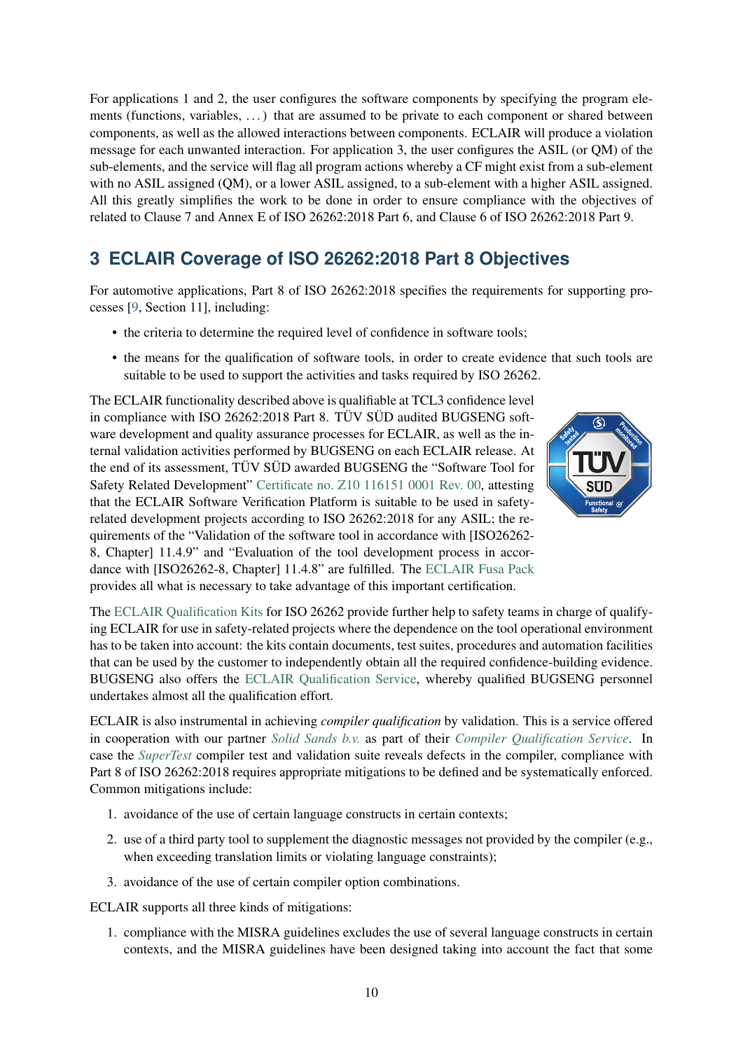For applications 1 and 2, the user configures the software components by specifying the program elements (functions, variables, ...) that are assumed to be private to each component or shared between components, as well as the allowed interactions between components. ECLAIR will produce a violation message for each unwanted interaction. For application 3, the user configures the ASIL (or QM) of the sub-elements, and the service will flag all program actions whereby a CF might exist from a sub-element with no ASIL assigned (QM), or a lower ASIL assigned, to a sub-element with a higher ASIL assigned. All this greatly simplifies the work to be done in order to ensure compliance with the objectives of related to Clause 7 and Annex E of ISO 26262:2018 Part 6, and Clause 6 of ISO 26262:2018 Part 9.

## 3 ECLAIR Coverage of ISO 26262:2018 Part 8 Objectives

For automotive applications, Part 8 of ISO 26262:2018 specifies the requirements for supporting processes [9, Section 11], including:

- the criteria to determine the required level of confidence in software tools;
- the means for the qualification of software tools, in order to create evidence that such tools are suitable to be used to support the activities and tasks required by ISO 26262.

The ECLAIR functionality described above is qualifiable at TCL3 confidence level in compliance with ISO 26262:2018 Part 8. TÜV SÜD audited BUGSENG software development and quality assurance processes for ECLAIR, as well as the internal validation activities performed by BUGSENG on each ECLAIR release. At the end of its assessment, TÜV SÜD awarded BUGSENG the "Software Tool for Safety Related Development" Certificate no. Z10 116151 0001 Rev. 00, attesting that the ECLAIR Software Verification Platform is suitable to be used in safety-related development projects according to ISO 26262:2018 for any ASIL; the requirements of the "Validation of the software tool in accordance with [ISO26262-8, Chapter] 11.4.9" and "Evaluation of the tool development process in accordance with [ISO26262-8, Chapter] 11.4.8" are fulfilled. The ECLAIR Fusa Pack provides all what is necessary to take advantage of this important certification.

The ECLAIR Qualification Kits for ISO 26262 provide further help to safety teams in charge of qualifying ECLAIR for use in safety-related projects where the dependence on the tool operational environment has to be taken into account: the kits contain documents, test suites, procedures and automation facilities that can be used by the customer to independently obtain all the required confidence-building evidence. BUGSENG also offers the ECLAIR Qualification Service, whereby qualified BUGSENG personnel undertakes almost all the qualification effort.

ECLAIR is also instrumental in achieving *compiler qualification* by validation. This is a service offered in cooperation with our partner *Solid Sands b.v.* as part of their *Compiler Qualification Service*. In case the *SuperTest* compiler test and validation suite reveals defects in the compiler, compliance with Part 8 of ISO 26262:2018 requires appropriate mitigations to be defined and be systematically enforced. Common mitigations include:

1. avoidance of the use of certain language constructs in certain contexts;
2. use of a third party tool to supplement the diagnostic messages not provided by the compiler (e.g., when exceeding translation limits or violating language constraints);
3. avoidance of the use of certain compiler option combinations.

ECLAIR supports all three kinds of mitigations:

1. compliance with the MISRA guidelines excludes the use of several language constructs in certain contexts, and the MISRA guidelines have been designed taking into account the fact that some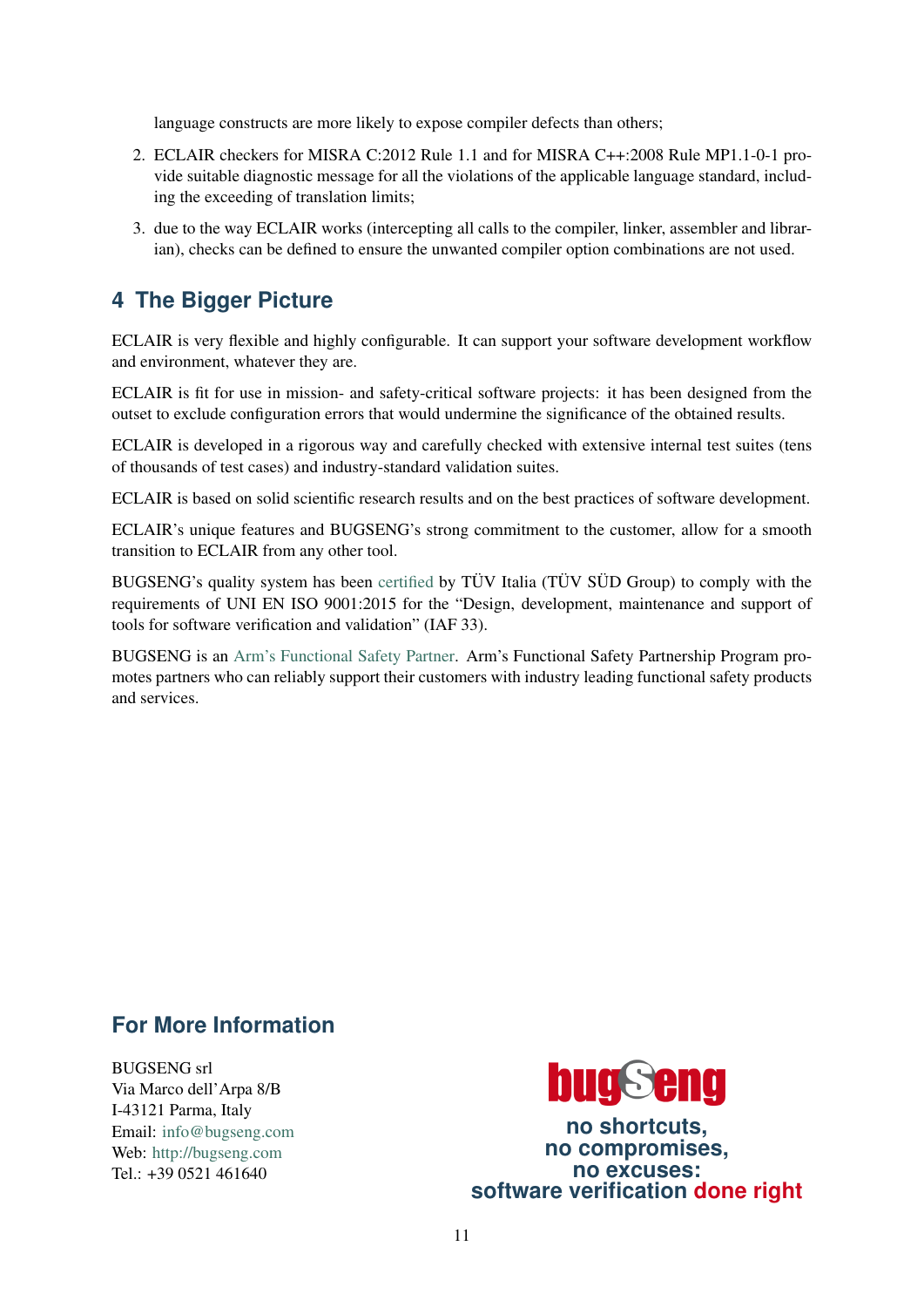language constructs are more likely to expose compiler defects than others;

2. ECLAIR checkers for MISRA C:2012 Rule 1.1 and for MISRA C++:2008 Rule MP1.1-0-1 provide suitable diagnostic message for all the violations of the applicable language standard, including the exceeding of translation limits;

3. due to the way ECLAIR works (intercepting all calls to the compiler, linker, assembler and librarian), checks can be defined to ensure the unwanted compiler option combinations are not used.

## 4 The Bigger Picture

ECLAIR is very flexible and highly configurable. It can support your software development workflow and environment, whatever they are.

ECLAIR is fit for use in mission- and safety-critical software projects: it has been designed from the outset to exclude configuration errors that would undermine the significance of the obtained results.

ECLAIR is developed in a rigorous way and carefully checked with extensive internal test suites (tens of thousands of test cases) and industry-standard validation suites.

ECLAIR is based on solid scientific research results and on the best practices of software development.

ECLAIR's unique features and BUGSENG's strong commitment to the customer, allow for a smooth transition to ECLAIR from any other tool.

BUGSENG's quality system has been certified by TÜV Italia (TÜV SÜD Group) to comply with the requirements of UNI EN ISO 9001:2015 for the "Design, development, maintenance and support of tools for software verification and validation" (IAF 33).

BUGSENG is an Arm's Functional Safety Partner. Arm's Functional Safety Partnership Program promotes partners who can reliably support their customers with industry leading functional safety products and services.

## For More Information

BUGSENG srl
Via Marco dell'Arpa 8/B
I-43121 Parma, Italy
Email: info@bugseng.com
Web: http://bugseng.com
Tel.: +39 0521 461640

bugseng

**no shortcuts,**
**no compromises,**
**no excuses:**
**software verification done right**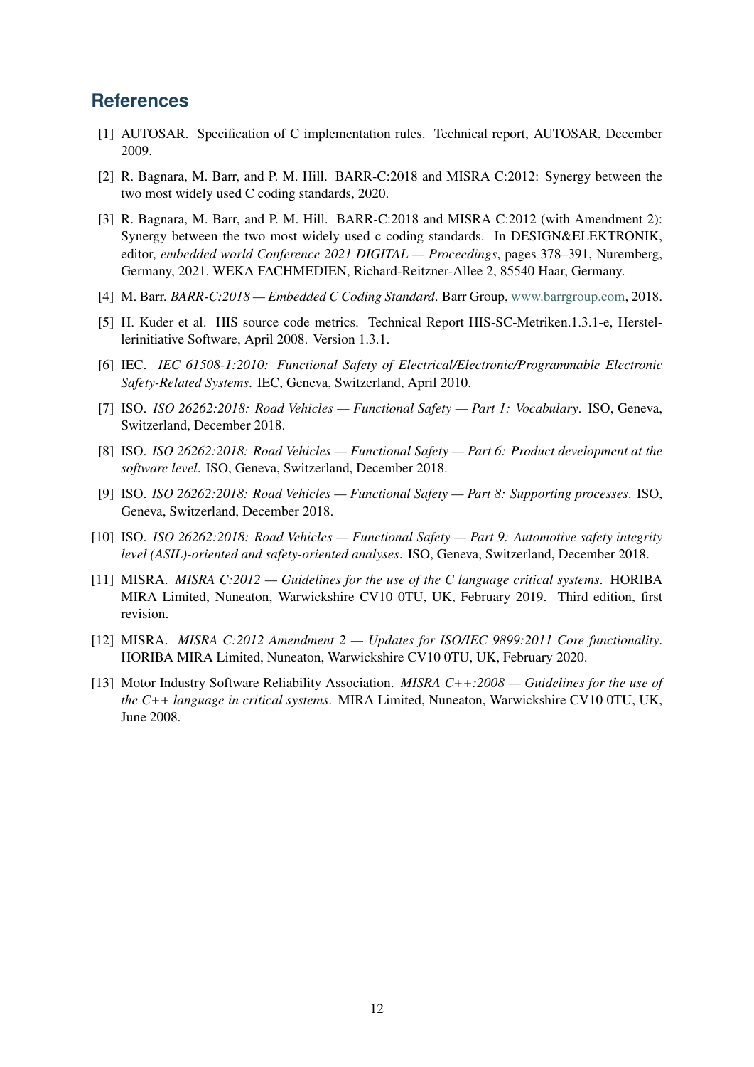## References

[1] AUTOSAR. Specification of C implementation rules. Technical report, AUTOSAR, December 2009.

[2] R. Bagnara, M. Barr, and P. M. Hill. BARR-C:2018 and MISRA C:2012: Synergy between the two most widely used C coding standards, 2020.

[3] R. Bagnara, M. Barr, and P. M. Hill. BARR-C:2018 and MISRA C:2012 (with Amendment 2): Synergy between the two most widely used c coding standards. In DESIGN&ELEKTRONIK, editor, *embedded world Conference 2021 DIGITAL — Proceedings*, pages 378–391, Nuremberg, Germany, 2021. WEKA FACHMEDIEN, Richard-Reitzner-Allee 2, 85540 Haar, Germany.

[4] M. Barr. *BARR-C:2018 — Embedded C Coding Standard*. Barr Group, www.barrgroup.com, 2018.

[5] H. Kuder et al. HIS source code metrics. Technical Report HIS-SC-Metriken.1.3.1-e, Herstellerinitiative Software, April 2008. Version 1.3.1.

[6] IEC. *IEC 61508-1:2010: Functional Safety of Electrical/Electronic/Programmable Electronic Safety-Related Systems*. IEC, Geneva, Switzerland, April 2010.

[7] ISO. *ISO 26262:2018: Road Vehicles — Functional Safety — Part 1: Vocabulary*. ISO, Geneva, Switzerland, December 2018.

[8] ISO. *ISO 26262:2018: Road Vehicles — Functional Safety — Part 6: Product development at the software level*. ISO, Geneva, Switzerland, December 2018.

[9] ISO. *ISO 26262:2018: Road Vehicles — Functional Safety — Part 8: Supporting processes*. ISO, Geneva, Switzerland, December 2018.

[10] ISO. *ISO 26262:2018: Road Vehicles — Functional Safety — Part 9: Automotive safety integrity level (ASIL)-oriented and safety-oriented analyses*. ISO, Geneva, Switzerland, December 2018.

[11] MISRA. *MISRA C:2012 — Guidelines for the use of the C language critical systems*. HORIBA MIRA Limited, Nuneaton, Warwickshire CV10 0TU, UK, February 2019. Third edition, first revision.

[12] MISRA. *MISRA C:2012 Amendment 2 — Updates for ISO/IEC 9899:2011 Core functionality*. HORIBA MIRA Limited, Nuneaton, Warwickshire CV10 0TU, UK, February 2020.

[13] Motor Industry Software Reliability Association. *MISRA C++:2008 — Guidelines for the use of the C++ language in critical systems*. MIRA Limited, Nuneaton, Warwickshire CV10 0TU, UK, June 2008.